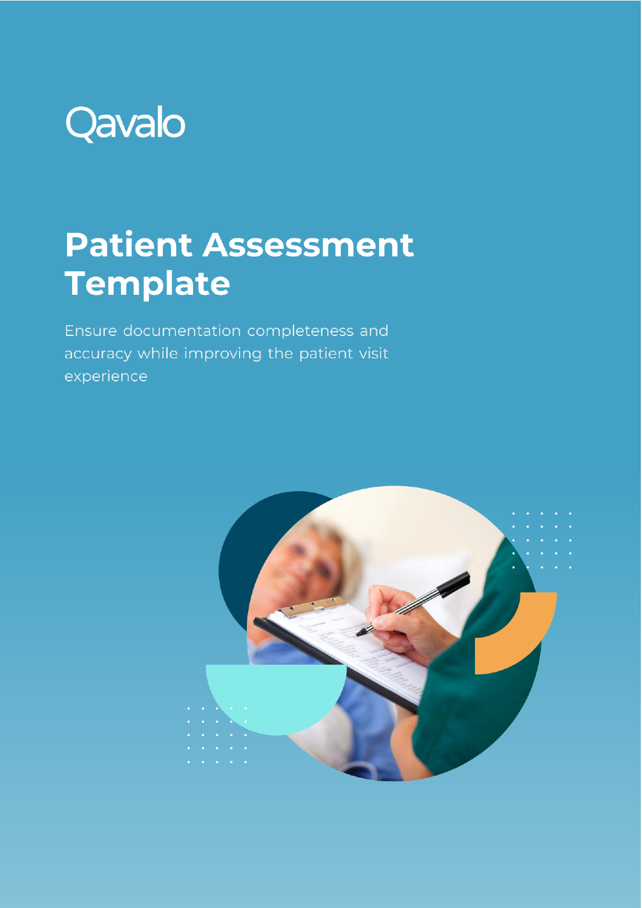Qavalo

# Patient Assessment Template

Ensure documentation completeness and accuracy while improving the patient visit experience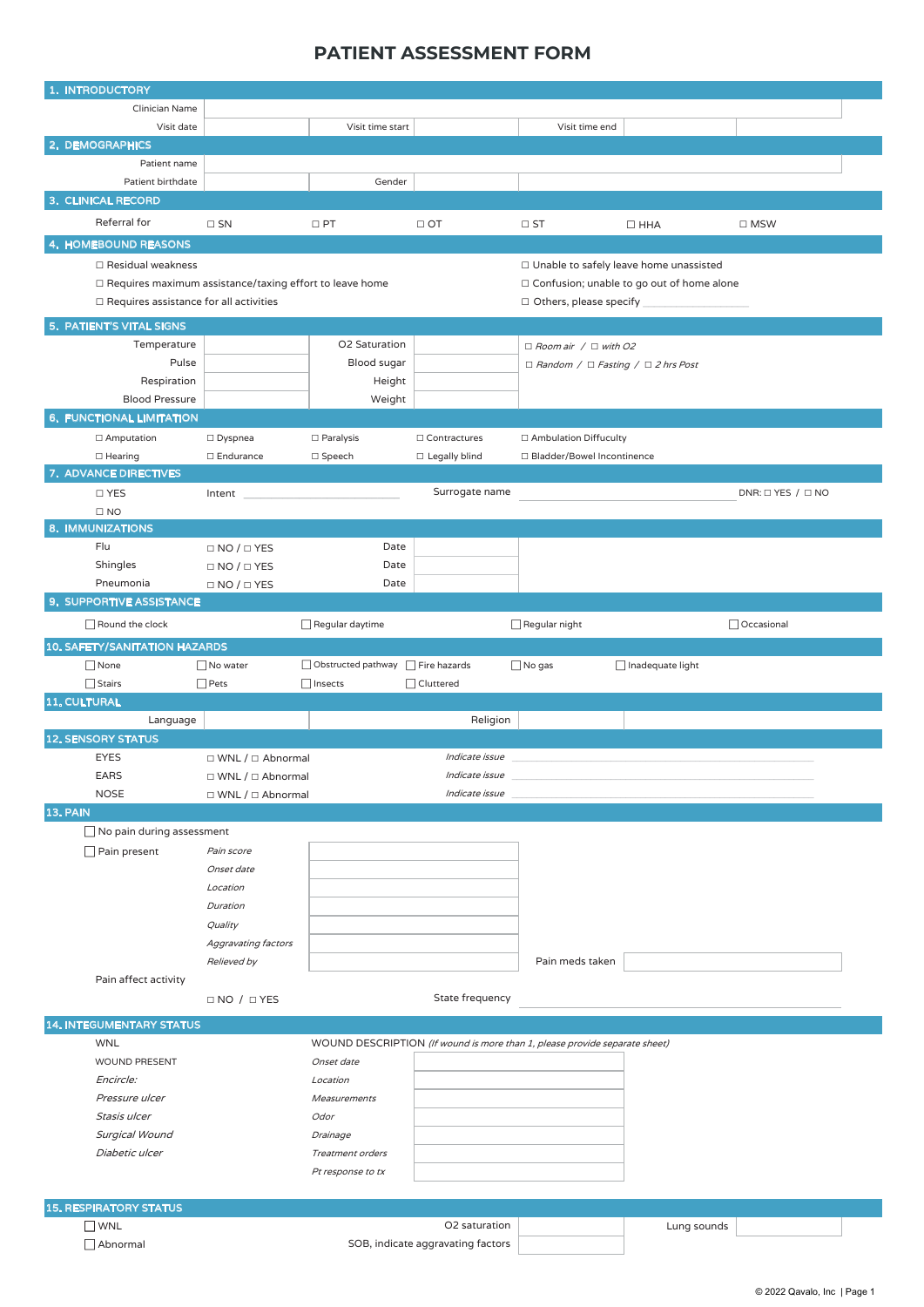# PATIENT ASSESSMENT FORM

## 1. INTRODUCTORY

| | | | | | |
|---|---|---|---|---|---|
| Clinician Name | | | | | |
| Visit date | | Visit time start | | Visit time end | |

## 2. DEMOGRAPHICS

| | | | |
|---|---|---|---|
| Patient name | | | |
| Patient birthdate | | Gender | |

## 3. CLINICAL RECORD

Referral for ☐ SN ☐ PT ☐ OT ☐ ST ☐ HHA ☐ MSW

## 4. HOMEBOUND REASONS

☐ Residual weakness
☐ Requires maximum assistance/taxing effort to leave home
☐ Requires assistance for all activities
☐ Unable to safely leave home unassisted
☐ Confusion; unable to go out of home alone
☐ Others, please specify ______________

## 5. PATIENT'S VITAL SIGNS

| | | | | |
|---|---|---|---|---|
| Temperature | | O2 Saturation | | ☐ *Room air* / ☐ *with O2* |
| Pulse | | Blood sugar | | ☐ *Random* / ☐ *Fasting* / ☐ *2 hrs Post* |
| Respiration | | Height | | |
| Blood Pressure | | Weight | | |

## 6. FUNCTIONAL LIMITATION

☐ Amputation ☐ Dyspnea ☐ Paralysis ☐ Contractures ☐ Ambulation Diffuculty
☐ Hearing ☐ Endurance ☐ Speech ☐ Legally blind ☐ Bladder/Bowel Incontinence

## 7. ADVANCE DIRECTIVES

☐ YES Intent ______________ Surrogate name ______________ DNR: ☐ YES / ☐ NO
☐ NO

## 8. IMMUNIZATIONS

| | | | |
|---|---|---|---|
| Flu | ☐ NO / ☐ YES | Date | |
| Shingles | ☐ NO / ☐ YES | Date | |
| Pneumonia | ☐ NO / ☐ YES | Date | |

## 9. SUPPORTIVE ASSISTANCE

☐ Round the clock ☐ Regular daytime ☐ Regular night ☐ Occasional

## 10. SAFETY/SANITATION HAZARDS

☐ None ☐ No water ☐ Obstructed pathway ☐ Fire hazards ☐ No gas ☐ Inadequate light
☐ Stairs ☐ Pets ☐ Insects ☐ Cluttered

## 11. CULTURAL

| | | | |
|---|---|---|---|
| Language | | Religion | |

## 12. SENSORY STATUS

| | | | |
|---|---|---|---|
| EYES | ☐ WNL / ☐ Abnormal | *Indicate issue* | |
| EARS | ☐ WNL / ☐ Abnormal | *Indicate issue* | |
| NOSE | ☐ WNL / ☐ Abnormal | *Indicate issue* | |

## 13. PAIN

☐ No pain during assessment

☐ Pain present

| | |
|---|---|
| *Pain score* | |
| *Onset date* | |
| *Location* | |
| *Duration* | |
| *Quality* | |
| *Aggravating factors* | |
| *Relieved by* | |

Pain meds taken ______________

Pain affect activity ☐ NO / ☐ YES

State frequency ______________

## 14. INTEGUMENTARY STATUS

WNL
WOUND PRESENT
*Encircle:*
*Pressure ulcer*
*Stasis ulcer*
*Surgical Wound*
*Diabetic ulcer*

WOUND DESCRIPTION *(If wound is more than 1, please provide separate sheet)*

| | |
|---|---|
| *Onset date* | |
| *Location* | |
| *Measurements* | |
| *Odor* | |
| *Drainage* | |
| *Treatment orders* | |
| *Pt response to tx* | |

## 15. RESPIRATORY STATUS

☐ WNL
☐ Abnormal

| | | | |
|---|---|---|---|
| O2 saturation | | Lung sounds | |
| SOB, indicate aggravating factors | | | |

© 2022 Qavalo, Inc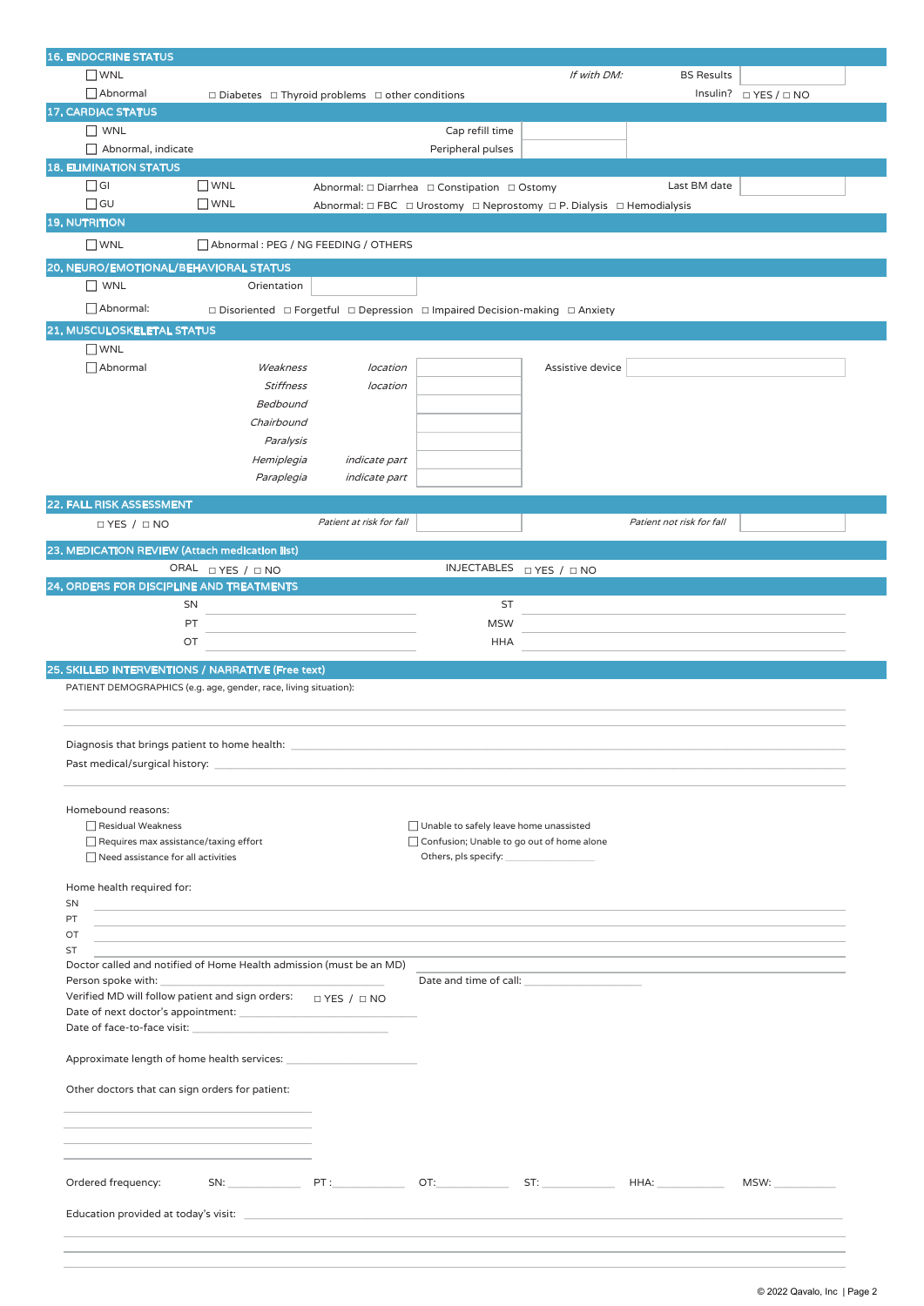## 16. ENDOCRINE STATUS

☐ WNL — *If with DM:* BS Results ______

☐ Abnormal — ☐ Diabetes ☐ Thyroid problems ☐ other conditions — Insulin? ☐ YES / ☐ NO

## 17. CARDIAC STATUS

☐ WNL — Cap refill time ______

☐ Abnormal, indicate — Peripheral pulses ______

## 18. ELIMINATION STATUS

☐ GI ☐ WNL — Abnormal: ☐ Diarrhea ☐ Constipation ☐ Ostomy — Last BM date ______

☐ GU ☐ WNL — Abnormal: ☐ FBC ☐ Urostomy ☐ Neprostomy ☐ P. Dialysis ☐ Hemodialysis

## 19. NUTRITION

☐ WNL ☐ Abnormal : PEG / NG FEEDING / OTHERS

## 20. NEURO/EMOTIONAL/BEHAVIORAL STATUS

☐ WNL — Orientation ______

☐ Abnormal: ☐ Disoriented ☐ Forgetful ☐ Depression ☐ Impaired Decision-making ☐ Anxiety

## 21. MUSCULOSKELETAL STATUS

☐ WNL

☐ Abnormal

| | | |
|---|---|---|
| *Weakness* | *location* | |
| *Stiffness* | *location* | |
| *Bedbound* | | |
| *Chairbound* | | |
| *Paralysis* | | |
| *Hemiplegia* | *indicate part* | |
| *Paraplegia* | *indicate part* | |

Assistive device ______

## 22. FALL RISK ASSESSMENT

☐ YES / ☐ NO — *Patient at risk for fall* ______ — *Patient not risk for fall* ______

## 23. MEDICATION REVIEW (Attach medication list)

ORAL ☐ YES / ☐ NO — INJECTABLES ☐ YES / ☐ NO

## 24. ORDERS FOR DISCIPLINE AND TREATMENTS

SN ______ ST ______

PT ______ MSW ______

OT ______ HHA ______

## 25. SKILLED INTERVENTIONS / NARRATIVE (Free text)

PATIENT DEMOGRAPHICS (e.g. age, gender, race, living situation):

______

______

Diagnosis that brings patient to home health: ______

Past medical/surgical history: ______

______

Homebound reasons:

- ☐ Residual Weakness
- ☐ Requires max assistance/taxing effort
- ☐ Need assistance for all activities
- ☐ Unable to safely leave home unassisted
- ☐ Confusion; Unable to go out of home alone
- Others, pls specify: ______

Home health required for:

SN ______

PT ______

OT ______

ST ______

Doctor called and notified of Home Health admission (must be an MD) ______

Person spoke with: ______ Date and time of call: ______

Verified MD will follow patient and sign orders: ☐ YES / ☐ NO

Date of next doctor's appointment: ______

Date of face-to-face visit: ______

Approximate length of home health services: ______

Other doctors that can sign orders for patient:

______

______

______

______

Ordered frequency: SN: ______ PT : ______ OT: ______ ST: ______ HHA: ______ MSW: ______

Education provided at today's visit: ______

______

______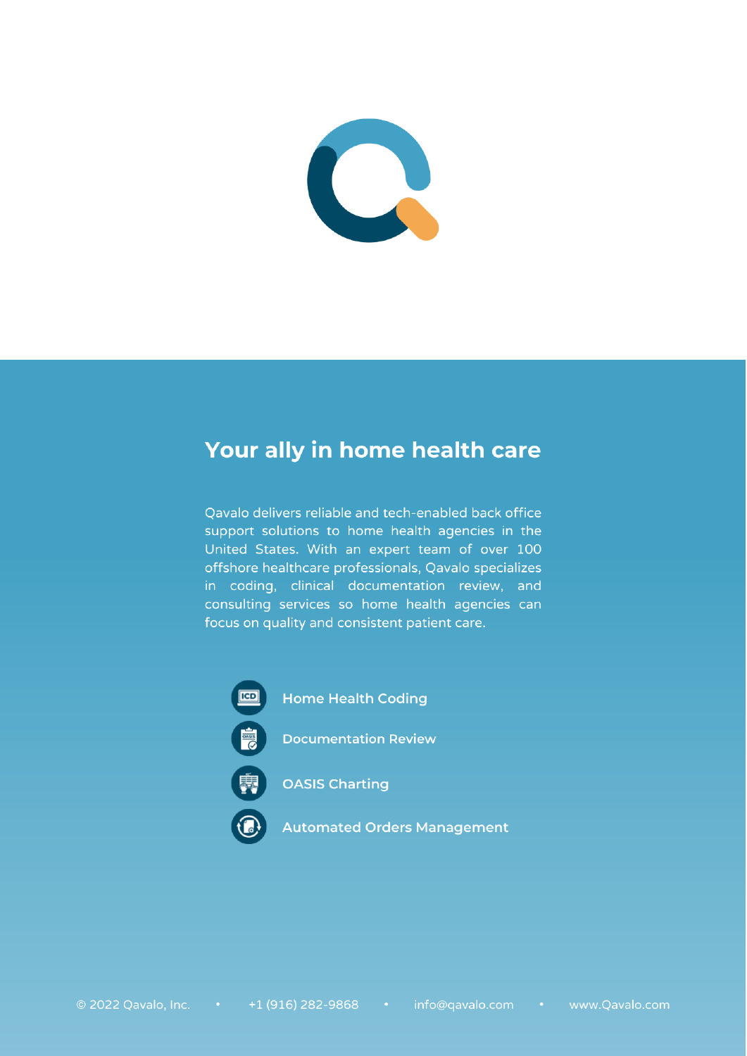## Your ally in home health care

Qavalo delivers reliable and tech-enabled back office support solutions to home health agencies in the United States. With an expert team of over 100 offshore healthcare professionals, Qavalo specializes in coding, clinical documentation review, and consulting services so home health agencies can focus on quality and consistent patient care.

- **Home Health Coding**
- **Documentation Review**
- **OASIS Charting**
- **Automated Orders Management**

© 2022 Qavalo, Inc. • +1 (916) 282-9868 • info@qavalo.com • www.Qavalo.com